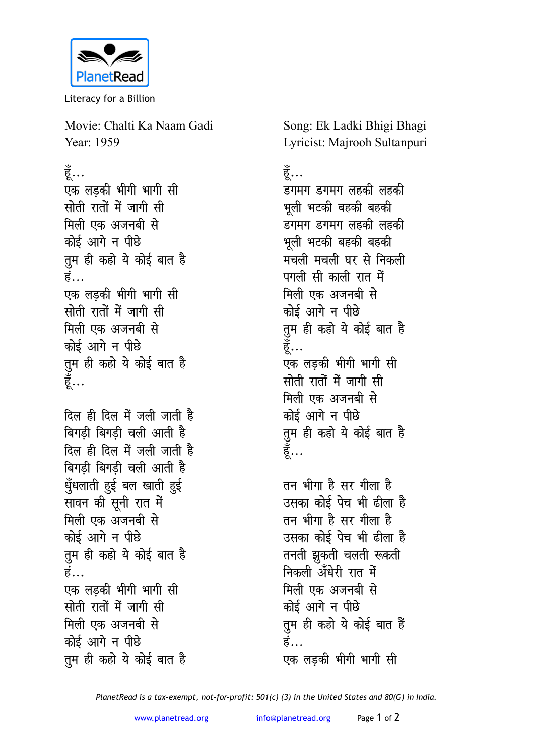PlanetRead

Literacy for a Billion

Movie: Chalti Ka Naam Gadi
Year: 1959

Song: Ek Ladki Bhigi Bhagi
Lyricist: Majrooh Sultanpuri

हूँ...
एक लड़की भीगी भागी सी
सोती रातों में जागी सी
मिली एक अजनबी से
कोई आगे न पीछे
तुम ही कहो ये कोई बात है
हं...
एक लड़की भीगी भागी सी
सोती रातों में जागी सी
मिली एक अजनबी से
कोई आगे न पीछे
तुम ही कहो ये कोई बात है
हूँ...

दिल ही दिल में जली जाती है
बिगड़ी बिगड़ी चली आती है
दिल ही दिल में जली जाती है
बिगड़ी बिगड़ी चली आती है
धुँधलाती हुई बल खाती हुई
सावन की सूनी रात में
मिली एक अजनबी से
कोई आगे न पीछे
तुम ही कहो ये कोई बात है
हं...
एक लड़की भीगी भागी सी
सोती रातों में जागी सी
मिली एक अजनबी से
कोई आगे न पीछे
तुम ही कहो ये कोई बात है

हूँ...
डगमग डगमग लहकी लहकी
भूली भटकी बहकी बहकी
डगमग डगमग लहकी लहकी
भूली भटकी बहकी बहकी
मचली मचली घर से निकली
पगली सी काली रात में
मिली एक अजनबी से
कोई आगे न पीछे
तुम ही कहो ये कोई बात है
हूँ...
एक लड़की भीगी भागी सी
सोती रातों में जागी सी
मिली एक अजनबी से
कोई आगे न पीछे
तुम ही कहो ये कोई बात है
हूँ...

तन भीगा है सर गीला है
उसका कोई पेच भी ढीला है
तन भीगा है सर गीला है
उसका कोई पेच भी ढीला है
तनती झुकती चलती रुकती
निकली अँधेरी रात में
मिली एक अजनबी से
कोई आगे न पीछे
तुम ही कहो ये कोई बात हैं
हं...
एक लड़की भीगी भागी सी

*PlanetRead is a tax-exempt, not-for-profit: 501(c) (3) in the United States and 80(G) in India.*

www.planetread.org info@planetread.org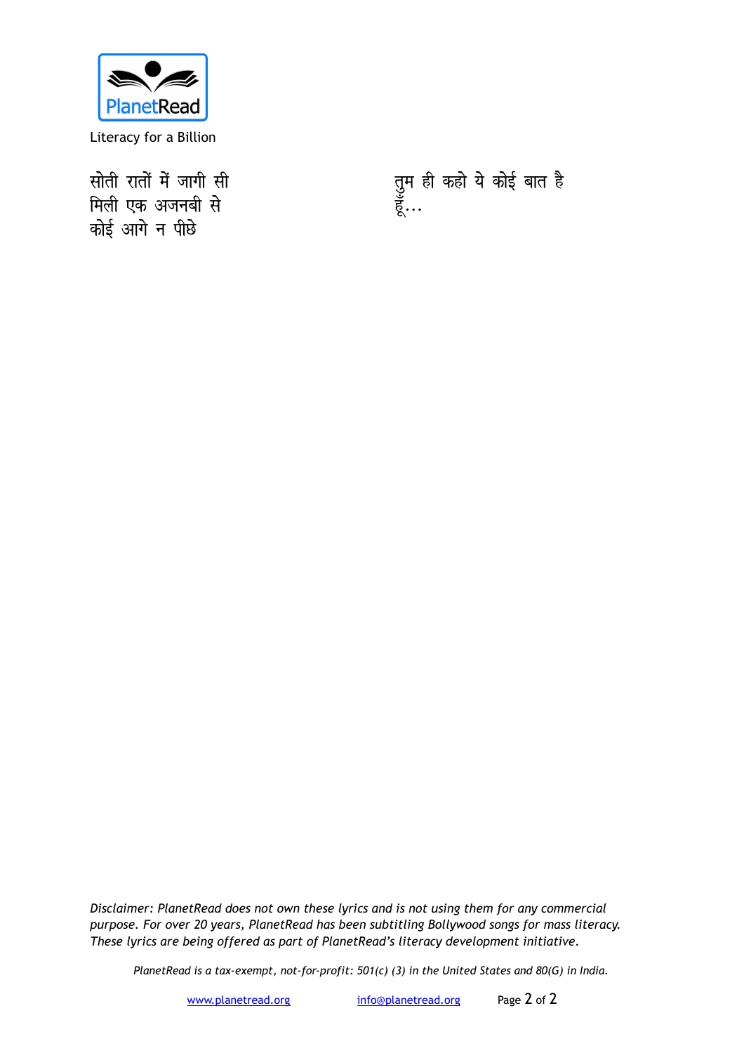PlanetRead

Literacy for a Billion

सोती रातों में जागी सी
मिली एक अजनबी से
कोई आगे न पीछे

तुम ही कहो ये कोई बात है
हूँ...

*Disclaimer: PlanetRead does not own these lyrics and is not using them for any commercial purpose. For over 20 years, PlanetRead has been subtitling Bollywood songs for mass literacy. These lyrics are being offered as part of PlanetRead's literacy development initiative.*

*PlanetRead is a tax-exempt, not-for-profit: 501(c) (3) in the United States and 80(G) in India.*

www.planetread.org info@planetread.org